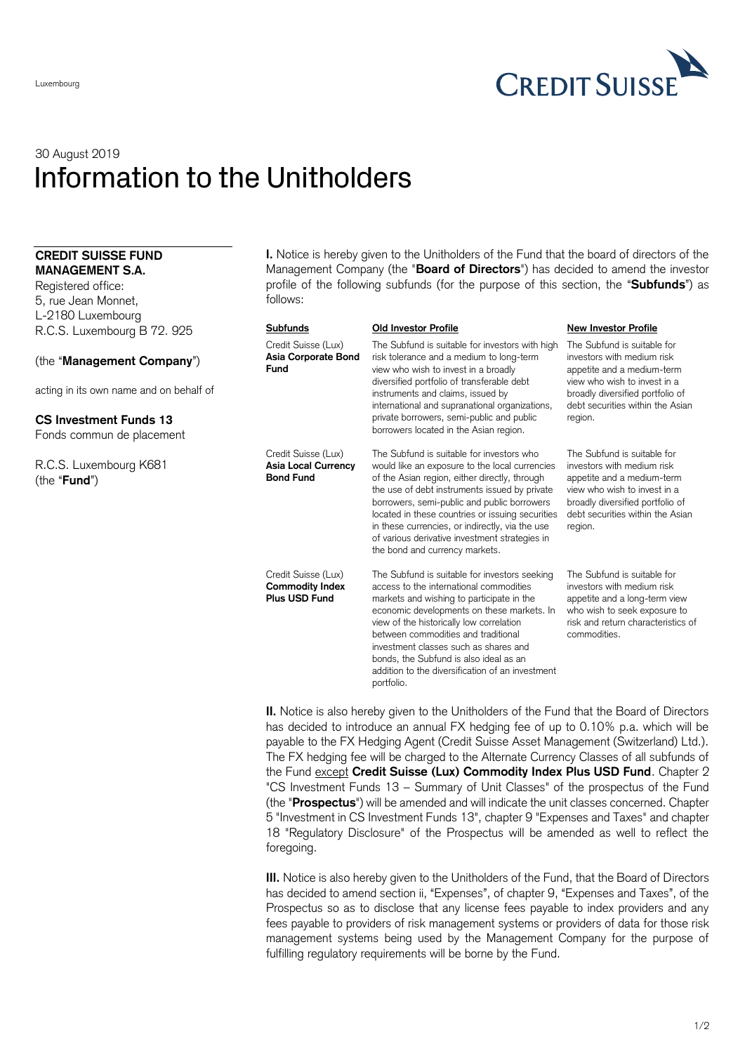Luxembourg

30 August 2019

# Information to the Unitholders

**CREDIT SUISSE FUND MANAGEMENT S.A.**
Registered office:
5, rue Jean Monnet,
L-2180 Luxembourg
R.C.S. Luxembourg B 72. 925

(the "**Management Company**")

acting in its own name and on behalf of

**CS Investment Funds 13**
Fonds commun de placement

R.C.S. Luxembourg K681
(the "**Fund**")

**I.** Notice is hereby given to the Unitholders of the Fund that the board of directors of the Management Company (the "**Board of Directors**") has decided to amend the investor profile of the following subfunds (for the purpose of this section, the "**Subfunds**") as follows:

| Subfunds | Old Investor Profile | New Investor Profile |
|---|---|---|
| Credit Suisse (Lux) **Asia Corporate Bond Fund** | The Subfund is suitable for investors with high risk tolerance and a medium to long-term view who wish to invest in a broadly diversified portfolio of transferable debt instruments and claims, issued by international and supranational organizations, private borrowers, semi-public and public borrowers located in the Asian region. | The Subfund is suitable for investors with medium risk appetite and a medium-term view who wish to invest in a broadly diversified portfolio of debt securities within the Asian region. |
| Credit Suisse (Lux) **Asia Local Currency Bond Fund** | The Subfund is suitable for investors who would like an exposure to the local currencies of the Asian region, either directly, through the use of debt instruments issued by private borrowers, semi-public and public borrowers located in these countries or issuing securities in these currencies, or indirectly, via the use of various derivative investment strategies in the bond and currency markets. | The Subfund is suitable for investors with medium risk appetite and a medium-term view who wish to invest in a broadly diversified portfolio of debt securities within the Asian region. |
| Credit Suisse (Lux) **Commodity Index Plus USD Fund** | The Subfund is suitable for investors seeking access to the international commodities markets and wishing to participate in the economic developments on these markets. In view of the historically low correlation between commodities and traditional investment classes such as shares and bonds, the Subfund is also ideal as an addition to the diversification of an investment portfolio. | The Subfund is suitable for investors with medium risk appetite and a long-term view who wish to seek exposure to risk and return characteristics of commodities. |

**II.** Notice is also hereby given to the Unitholders of the Fund that the Board of Directors has decided to introduce an annual FX hedging fee of up to 0.10% p.a. which will be payable to the FX Hedging Agent (Credit Suisse Asset Management (Switzerland) Ltd.). The FX hedging fee will be charged to the Alternate Currency Classes of all subfunds of the Fund except **Credit Suisse (Lux) Commodity Index Plus USD Fund**. Chapter 2 "CS Investment Funds 13 – Summary of Unit Classes" of the prospectus of the Fund (the "**Prospectus**") will be amended and will indicate the unit classes concerned. Chapter 5 "Investment in CS Investment Funds 13", chapter 9 "Expenses and Taxes" and chapter 18 "Regulatory Disclosure" of the Prospectus will be amended as well to reflect the foregoing.

**III.** Notice is also hereby given to the Unitholders of the Fund, that the Board of Directors has decided to amend section ii, "Expenses", of chapter 9, "Expenses and Taxes", of the Prospectus so as to disclose that any license fees payable to index providers and any fees payable to providers of risk management systems or providers of data for those risk management systems being used by the Management Company for the purpose of fulfilling regulatory requirements will be borne by the Fund.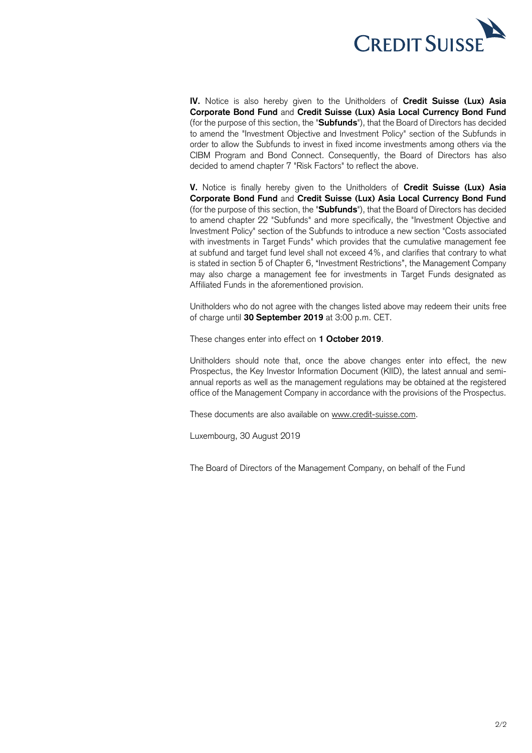**IV.** Notice is also hereby given to the Unitholders of **Credit Suisse (Lux) Asia Corporate Bond Fund** and **Credit Suisse (Lux) Asia Local Currency Bond Fund** (for the purpose of this section, the "**Subfunds**"), that the Board of Directors has decided to amend the "Investment Objective and Investment Policy" section of the Subfunds in order to allow the Subfunds to invest in fixed income investments among others via the CIBM Program and Bond Connect. Consequently, the Board of Directors has also decided to amend chapter 7 "Risk Factors" to reflect the above.

**V.** Notice is finally hereby given to the Unitholders of **Credit Suisse (Lux) Asia Corporate Bond Fund** and **Credit Suisse (Lux) Asia Local Currency Bond Fund** (for the purpose of this section, the "**Subfunds**"), that the Board of Directors has decided to amend chapter 22 "Subfunds" and more specifically, the "Investment Objective and Investment Policy" section of the Subfunds to introduce a new section "Costs associated with investments in Target Funds" which provides that the cumulative management fee at subfund and target fund level shall not exceed 4%, and clarifies that contrary to what is stated in section 5 of Chapter 6, "Investment Restrictions", the Management Company may also charge a management fee for investments in Target Funds designated as Affiliated Funds in the aforementioned provision.

Unitholders who do not agree with the changes listed above may redeem their units free of charge until **30 September 2019** at 3:00 p.m. CET.

These changes enter into effect on **1 October 2019**.

Unitholders should note that, once the above changes enter into effect, the new Prospectus, the Key Investor Information Document (KIID), the latest annual and semi-annual reports as well as the management regulations may be obtained at the registered office of the Management Company in accordance with the provisions of the Prospectus.

These documents are also available on www.credit-suisse.com.

Luxembourg, 30 August 2019

The Board of Directors of the Management Company, on behalf of the Fund